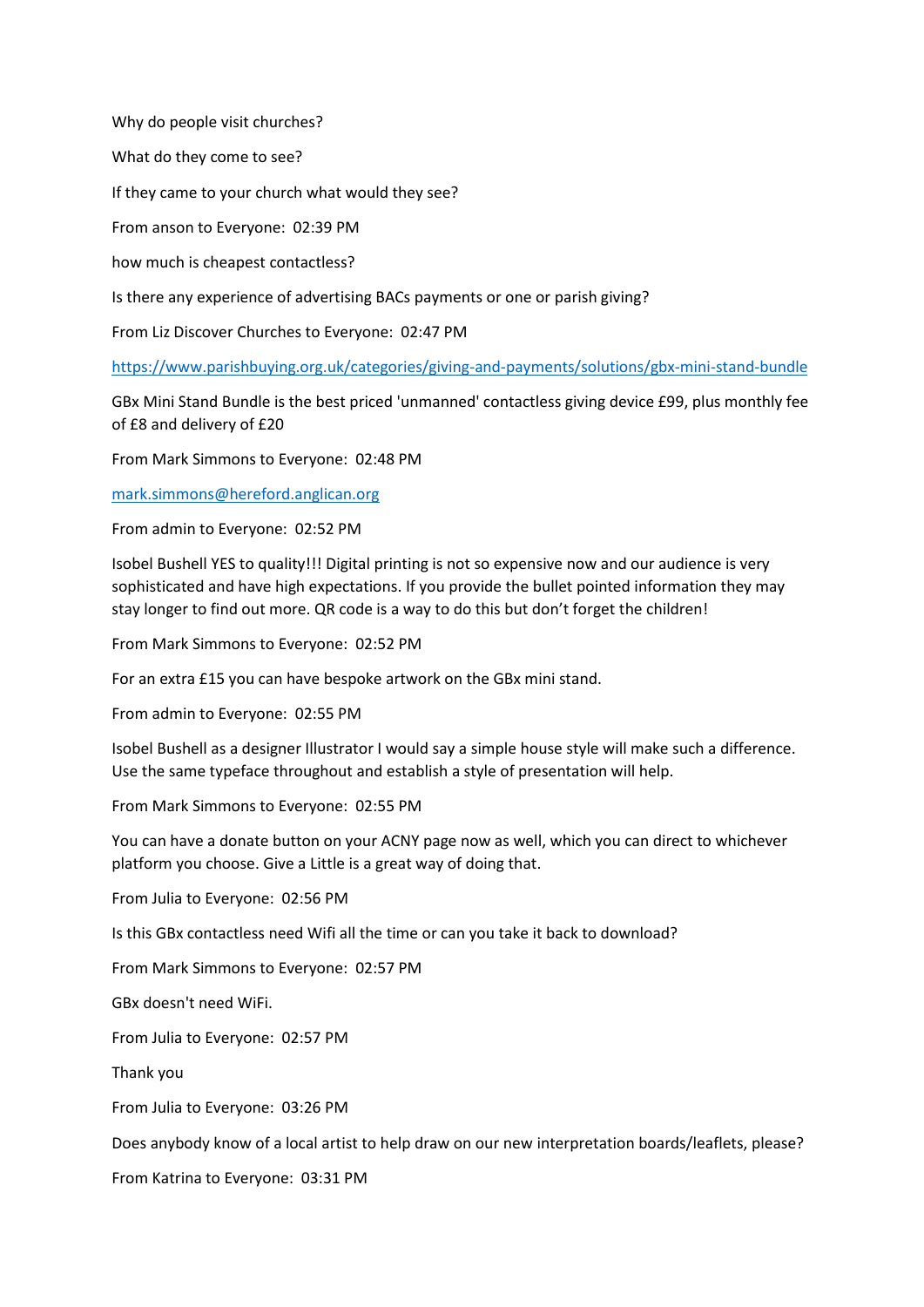Why do people visit churches?

What do they come to see?

If they came to your church what would they see?

From anson to Everyone: 02:39 PM

how much is cheapest contactless?

Is there any experience of advertising BACs payments or one or parish giving?

From Liz Discover Churches to Everyone: 02:47 PM

https://www.parishbuying.org.uk/categories/giving-and-payments/solutions/gbx-mini-stand-bundle

GBx Mini Stand Bundle is the best priced 'unmanned' contactless giving device £99, plus monthly fee of £8 and delivery of £20

From Mark Simmons to Everyone: 02:48 PM

mark.simmons@hereford.anglican.org

From admin to Everyone: 02:52 PM

Isobel Bushell YES to quality!!! Digital printing is not so expensive now and our audience is very sophisticated and have high expectations. If you provide the bullet pointed information they may stay longer to find out more. QR code is a way to do this but don't forget the children!

From Mark Simmons to Everyone: 02:52 PM

For an extra £15 you can have bespoke artwork on the GBx mini stand.

From admin to Everyone: 02:55 PM

Isobel Bushell as a designer Illustrator I would say a simple house style will make such a difference. Use the same typeface throughout and establish a style of presentation will help.

From Mark Simmons to Everyone: 02:55 PM

You can have a donate button on your ACNY page now as well, which you can direct to whichever platform you choose. Give a Little is a great way of doing that.

From Julia to Everyone: 02:56 PM

Is this GBx contactless need Wifi all the time or can you take it back to download?

From Mark Simmons to Everyone: 02:57 PM

GBx doesn't need WiFi.

From Julia to Everyone: 02:57 PM

Thank you

From Julia to Everyone: 03:26 PM

Does anybody know of a local artist to help draw on our new interpretation boards/leaflets, please?

From Katrina to Everyone: 03:31 PM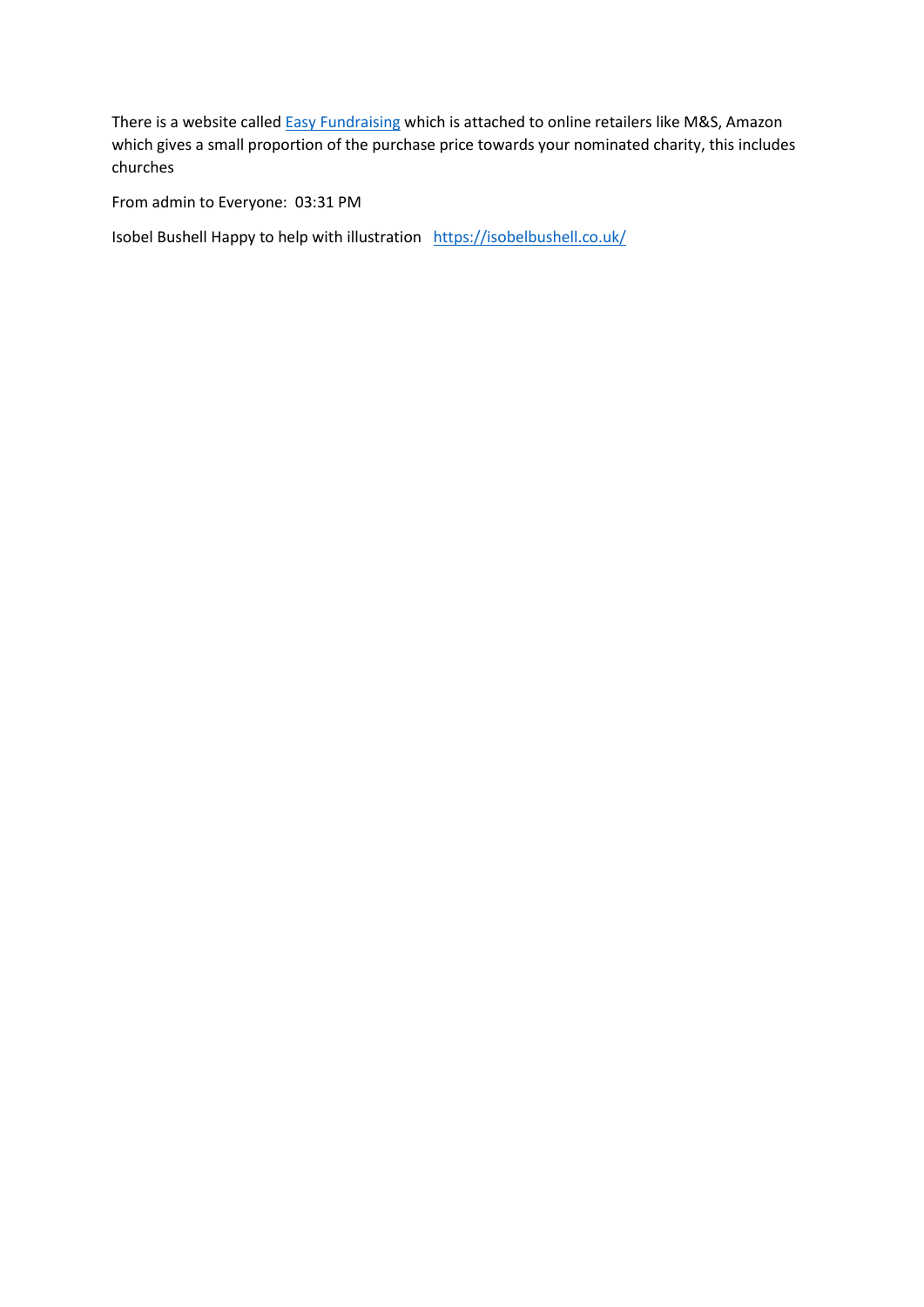There is a website called [Easy Fundraising]() which is attached to online retailers like M&S, Amazon which gives a small proportion of the purchase price towards your nominated charity, this includes churches

From admin to Everyone:  03:31 PM

Isobel Bushell Happy to help with illustration   [https://isobelbushell.co.uk/](https://isobelbushell.co.uk/)